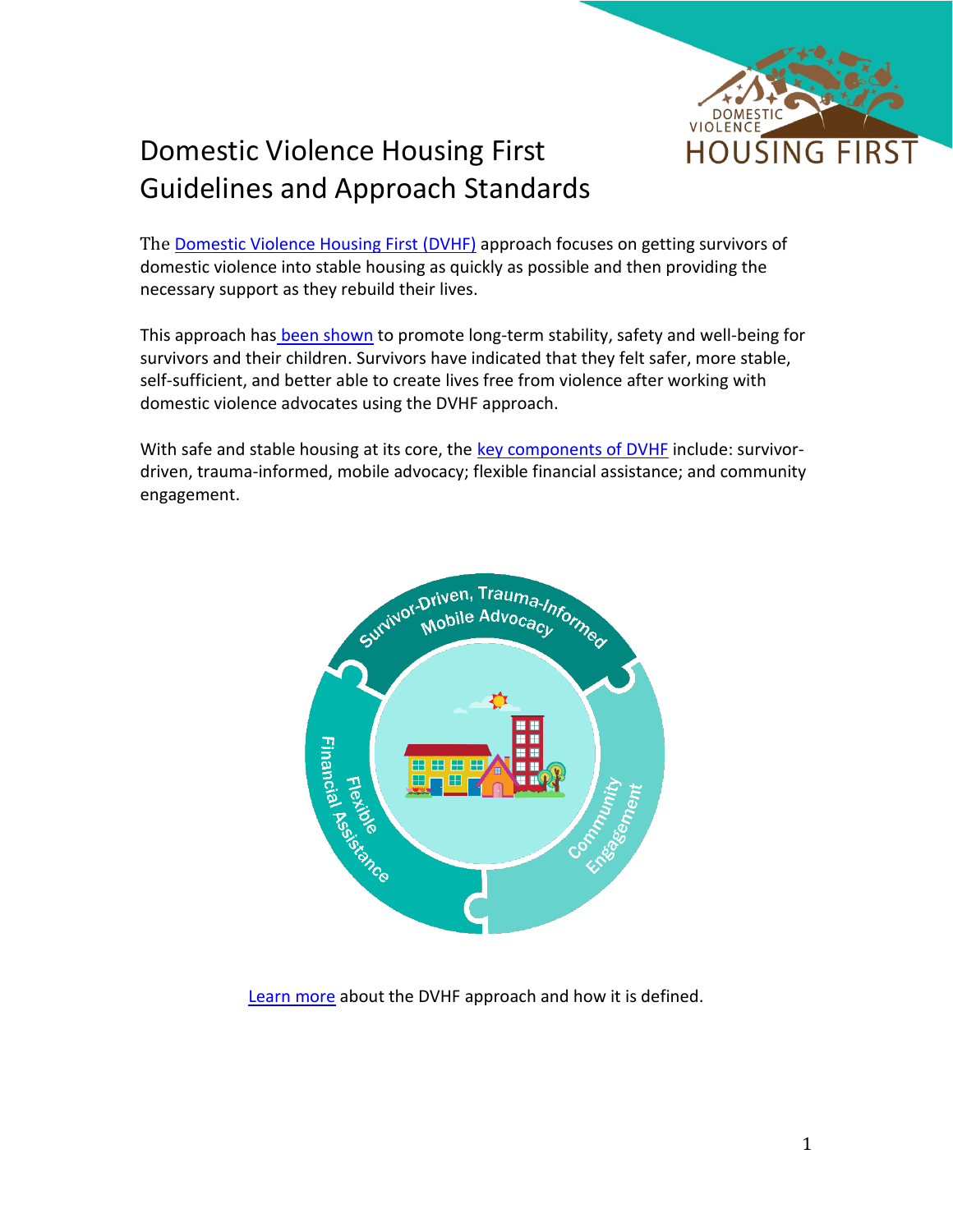# Domestic Violence Housing First Guidelines and Approach Standards

The Domestic Violence Housing First (DVHF) approach focuses on getting survivors of domestic violence into stable housing as quickly as possible and then providing the necessary support as they rebuild their lives.

This approach has been shown to promote long-term stability, safety and well-being for survivors and their children. Survivors have indicated that they felt safer, more stable, self-sufficient, and better able to create lives free from violence after working with domestic violence advocates using the DVHF approach.

With safe and stable housing at its core, the key components of DVHF include: survivor-driven, trauma-informed, mobile advocacy; flexible financial assistance; and community engagement.

Learn more about the DVHF approach and how it is defined.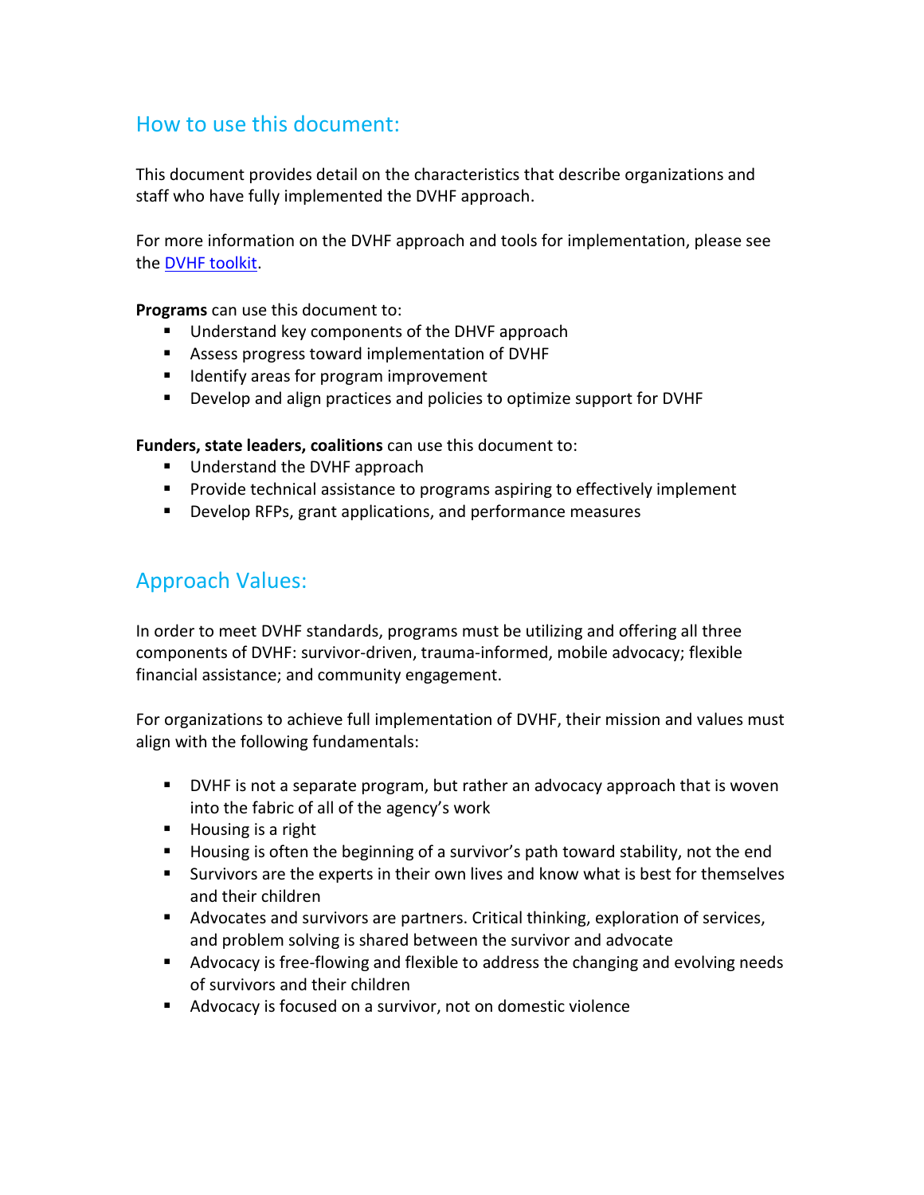## How to use this document:

This document provides detail on the characteristics that describe organizations and staff who have fully implemented the DVHF approach.

For more information on the DVHF approach and tools for implementation, please see the [DVHF toolkit](DVHF toolkit).

**Programs** can use this document to:

- Understand key components of the DHVF approach
- Assess progress toward implementation of DVHF
- Identify areas for program improvement
- Develop and align practices and policies to optimize support for DVHF

**Funders, state leaders, coalitions** can use this document to:

- Understand the DVHF approach
- Provide technical assistance to programs aspiring to effectively implement
- Develop RFPs, grant applications, and performance measures

## Approach Values:

In order to meet DVHF standards, programs must be utilizing and offering all three components of DVHF: survivor-driven, trauma-informed, mobile advocacy; flexible financial assistance; and community engagement.

For organizations to achieve full implementation of DVHF, their mission and values must align with the following fundamentals:

- DVHF is not a separate program, but rather an advocacy approach that is woven into the fabric of all of the agency's work
- Housing is a right
- Housing is often the beginning of a survivor's path toward stability, not the end
- Survivors are the experts in their own lives and know what is best for themselves and their children
- Advocates and survivors are partners. Critical thinking, exploration of services, and problem solving is shared between the survivor and advocate
- Advocacy is free-flowing and flexible to address the changing and evolving needs of survivors and their children
- Advocacy is focused on a survivor, not on domestic violence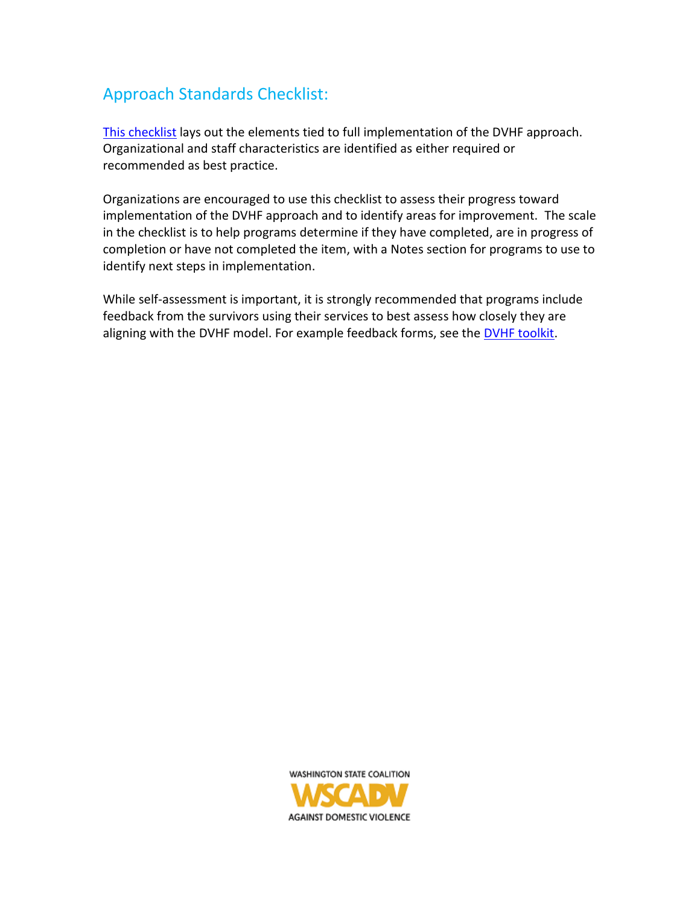## Approach Standards Checklist:

This checklist lays out the elements tied to full implementation of the DVHF approach. Organizational and staff characteristics are identified as either required or recommended as best practice.

Organizations are encouraged to use this checklist to assess their progress toward implementation of the DVHF approach and to identify areas for improvement. The scale in the checklist is to help programs determine if they have completed, are in progress of completion or have not completed the item, with a Notes section for programs to use to identify next steps in implementation.

While self-assessment is important, it is strongly recommended that programs include feedback from the survivors using their services to best assess how closely they are aligning with the DVHF model. For example feedback forms, see the DVHF toolkit.

WASHINGTON STATE COALITION
WSCADV
AGAINST DOMESTIC VIOLENCE